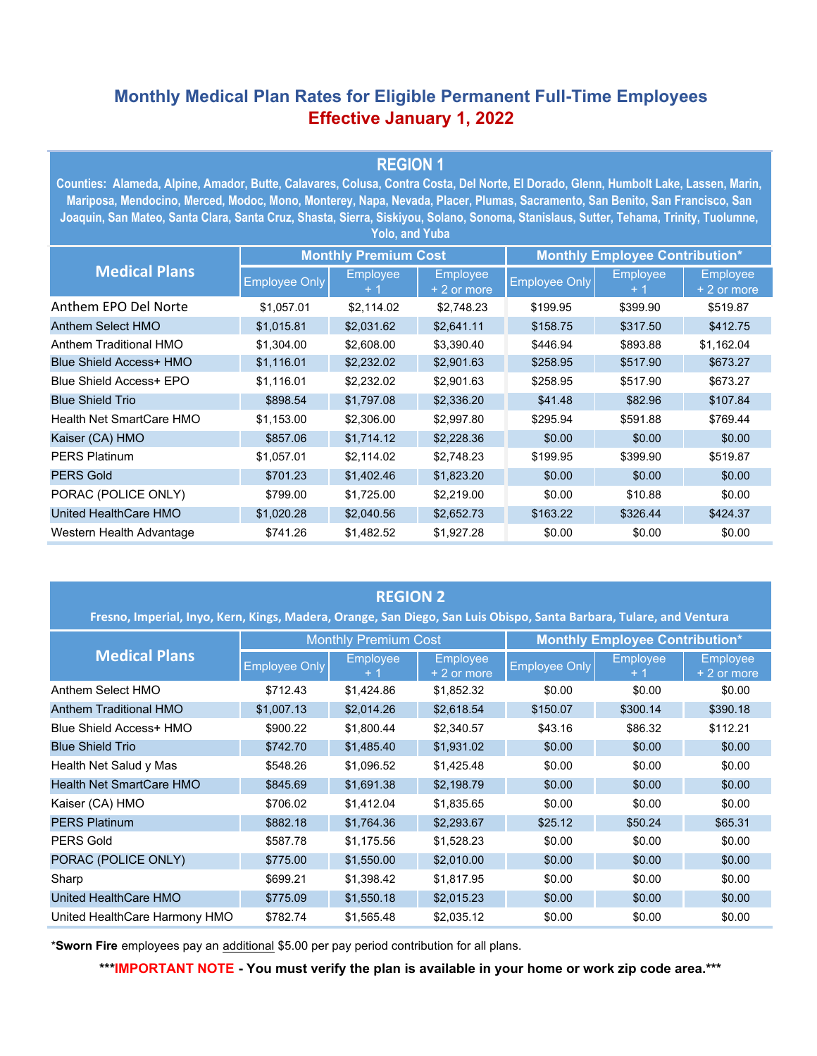# Monthly Medical Plan Rates for Eligible Permanent Full-Time Employees
## Effective January 1, 2022

## REGION 1

**Counties: Alameda, Alpine, Amador, Butte, Calavares, Colusa, Contra Costa, Del Norte, El Dorado, Glenn, Humbolt Lake, Lassen, Marin, Mariposa, Mendocino, Merced, Modoc, Mono, Monterey, Napa, Nevada, Placer, Plumas, Sacramento, San Benito, San Francisco, San Joaquin, San Mateo, Santa Clara, Santa Cruz, Shasta, Sierra, Siskiyou, Solano, Sonoma, Stanislaus, Sutter, Tehama, Trinity, Tuolumne, Yolo, and Yuba**

| Medical Plans | Monthly Premium Cost | | | Monthly Employee Contribution* | | |
|---|---|---|---|---|---|---|
| | Employee Only | Employee + 1 | Employee + 2 or more | Employee Only | Employee + 1 | Employee + 2 or more |
| Anthem EPO Del Norte | $1,057.01 | $2,114.02 | $2,748.23 | $199.95 | $399.90 | $519.87 |
| Anthem Select HMO | $1,015.81 | $2,031.62 | $2,641.11 | $158.75 | $317.50 | $412.75 |
| Anthem Traditional HMO | $1,304.00 | $2,608.00 | $3,390.40 | $446.94 | $893.88 | $1,162.04 |
| Blue Shield Access+ HMO | $1,116.01 | $2,232.02 | $2,901.63 | $258.95 | $517.90 | $673.27 |
| Blue Shield Access+ EPO | $1,116.01 | $2,232.02 | $2,901.63 | $258.95 | $517.90 | $673.27 |
| Blue Shield Trio | $898.54 | $1,797.08 | $2,336.20 | $41.48 | $82.96 | $107.84 |
| Health Net SmartCare HMO | $1,153.00 | $2,306.00 | $2,997.80 | $295.94 | $591.88 | $769.44 |
| Kaiser (CA) HMO | $857.06 | $1,714.12 | $2,228.36 | $0.00 | $0.00 | $0.00 |
| PERS Platinum | $1,057.01 | $2,114.02 | $2,748.23 | $199.95 | $399.90 | $519.87 |
| PERS Gold | $701.23 | $1,402.46 | $1,823.20 | $0.00 | $0.00 | $0.00 |
| PORAC (POLICE ONLY) | $799.00 | $1,725.00 | $2,219.00 | $0.00 | $10.88 | $0.00 |
| United HealthCare HMO | $1,020.28 | $2,040.56 | $2,652.73 | $163.22 | $326.44 | $424.37 |
| Western Health Advantage | $741.26 | $1,482.52 | $1,927.28 | $0.00 | $0.00 | $0.00 |

## REGION 2

**Fresno, Imperial, Inyo, Kern, Kings, Madera, Orange, San Diego, San Luis Obispo, Santa Barbara, Tulare, and Ventura**

| Medical Plans | Monthly Premium Cost | | | Monthly Employee Contribution* | | |
|---|---|---|---|---|---|---|
| | Employee Only | Employee + 1 | Employee + 2 or more | Employee Only | Employee + 1 | Employee + 2 or more |
| Anthem Select HMO | $712.43 | $1,424.86 | $1,852.32 | $0.00 | $0.00 | $0.00 |
| Anthem Traditional HMO | $1,007.13 | $2,014.26 | $2,618.54 | $150.07 | $300.14 | $390.18 |
| Blue Shield Access+ HMO | $900.22 | $1,800.44 | $2,340.57 | $43.16 | $86.32 | $112.21 |
| Blue Shield Trio | $742.70 | $1,485.40 | $1,931.02 | $0.00 | $0.00 | $0.00 |
| Health Net Salud y Mas | $548.26 | $1,096.52 | $1,425.48 | $0.00 | $0.00 | $0.00 |
| Health Net SmartCare HMO | $845.69 | $1,691.38 | $2,198.79 | $0.00 | $0.00 | $0.00 |
| Kaiser (CA) HMO | $706.02 | $1,412.04 | $1,835.65 | $0.00 | $0.00 | $0.00 |
| PERS Platinum | $882.18 | $1,764.36 | $2,293.67 | $25.12 | $50.24 | $65.31 |
| PERS Gold | $587.78 | $1,175.56 | $1,528.23 | $0.00 | $0.00 | $0.00 |
| PORAC (POLICE ONLY) | $775.00 | $1,550.00 | $2,010.00 | $0.00 | $0.00 | $0.00 |
| Sharp | $699.21 | $1,398.42 | $1,817.95 | $0.00 | $0.00 | $0.00 |
| United HealthCare HMO | $775.09 | $1,550.18 | $2,015.23 | $0.00 | $0.00 | $0.00 |
| United HealthCare Harmony HMO | $782.74 | $1,565.48 | $2,035.12 | $0.00 | $0.00 | $0.00 |

*__Sworn Fire__ employees pay an additional $5.00 per pay period contribution for all plans.

**\*\*\*IMPORTANT NOTE - You must verify the plan is available in your home or work zip code area.\*\*\***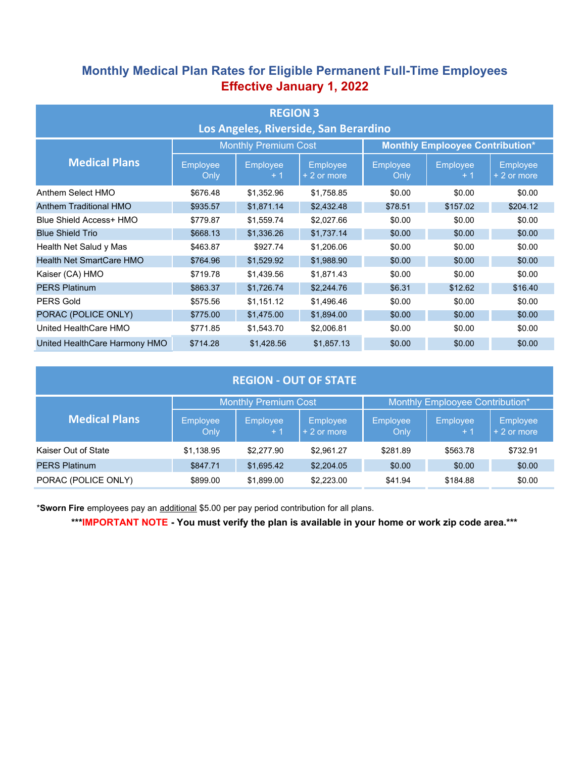# Monthly Medical Plan Rates for Eligible Permanent Full-Time Employees
## Effective January 1, 2022

| REGION 3<br>Los Angeles, Riverside, San Berardino | | | | | | |
|---|---|---|---|---|---|---|
| Medical Plans | Monthly Premium Cost | | | Monthly Emplooyee Contribution* | | |
| | Employee Only | Employee + 1 | Employee + 2 or more | Employee Only | Employee + 1 | Employee + 2 or more |
| Anthem Select HMO | $676.48 | $1,352.96 | $1,758.85 | $0.00 | $0.00 | $0.00 |
| Anthem Traditional HMO | $935.57 | $1,871.14 | $2,432.48 | $78.51 | $157.02 | $204.12 |
| Blue Shield Access+ HMO | $779.87 | $1,559.74 | $2,027.66 | $0.00 | $0.00 | $0.00 |
| Blue Shield Trio | $668.13 | $1,336.26 | $1,737.14 | $0.00 | $0.00 | $0.00 |
| Health Net Salud y Mas | $463.87 | $927.74 | $1,206.06 | $0.00 | $0.00 | $0.00 |
| Health Net SmartCare HMO | $764.96 | $1,529.92 | $1,988.90 | $0.00 | $0.00 | $0.00 |
| Kaiser (CA) HMO | $719.78 | $1,439.56 | $1,871.43 | $0.00 | $0.00 | $0.00 |
| PERS Platinum | $863.37 | $1,726.74 | $2,244.76 | $6.31 | $12.62 | $16.40 |
| PERS Gold | $575.56 | $1,151.12 | $1,496.46 | $0.00 | $0.00 | $0.00 |
| PORAC (POLICE ONLY) | $775.00 | $1,475.00 | $1,894.00 | $0.00 | $0.00 | $0.00 |
| United HealthCare HMO | $771.85 | $1,543.70 | $2,006.81 | $0.00 | $0.00 | $0.00 |
| United HealthCare Harmony HMO | $714.28 | $1,428.56 | $1,857.13 | $0.00 | $0.00 | $0.00 |

| REGION - OUT OF STATE | | | | | | |
|---|---|---|---|---|---|---|
| Medical Plans | Monthly Premium Cost | | | Monthly Emplooyee Contribution* | | |
| | Employee Only | Employee + 1 | Employee + 2 or more | Employee Only | Employee + 1 | Employee + 2 or more |
| Kaiser Out of State | $1,138.95 | $2,277.90 | $2,961.27 | $281.89 | $563.78 | $732.91 |
| PERS Platinum | $847.71 | $1,695.42 | $2,204.05 | $0.00 | $0.00 | $0.00 |
| PORAC (POLICE ONLY) | $899.00 | $1,899.00 | $2,223.00 | $41.94 | $184.88 | $0.00 |

*__Sworn Fire__ employees pay an additional $5.00 per pay period contribution for all plans.

**\*\*\*IMPORTANT NOTE - You must verify the plan is available in your home or work zip code area.\*\*\***